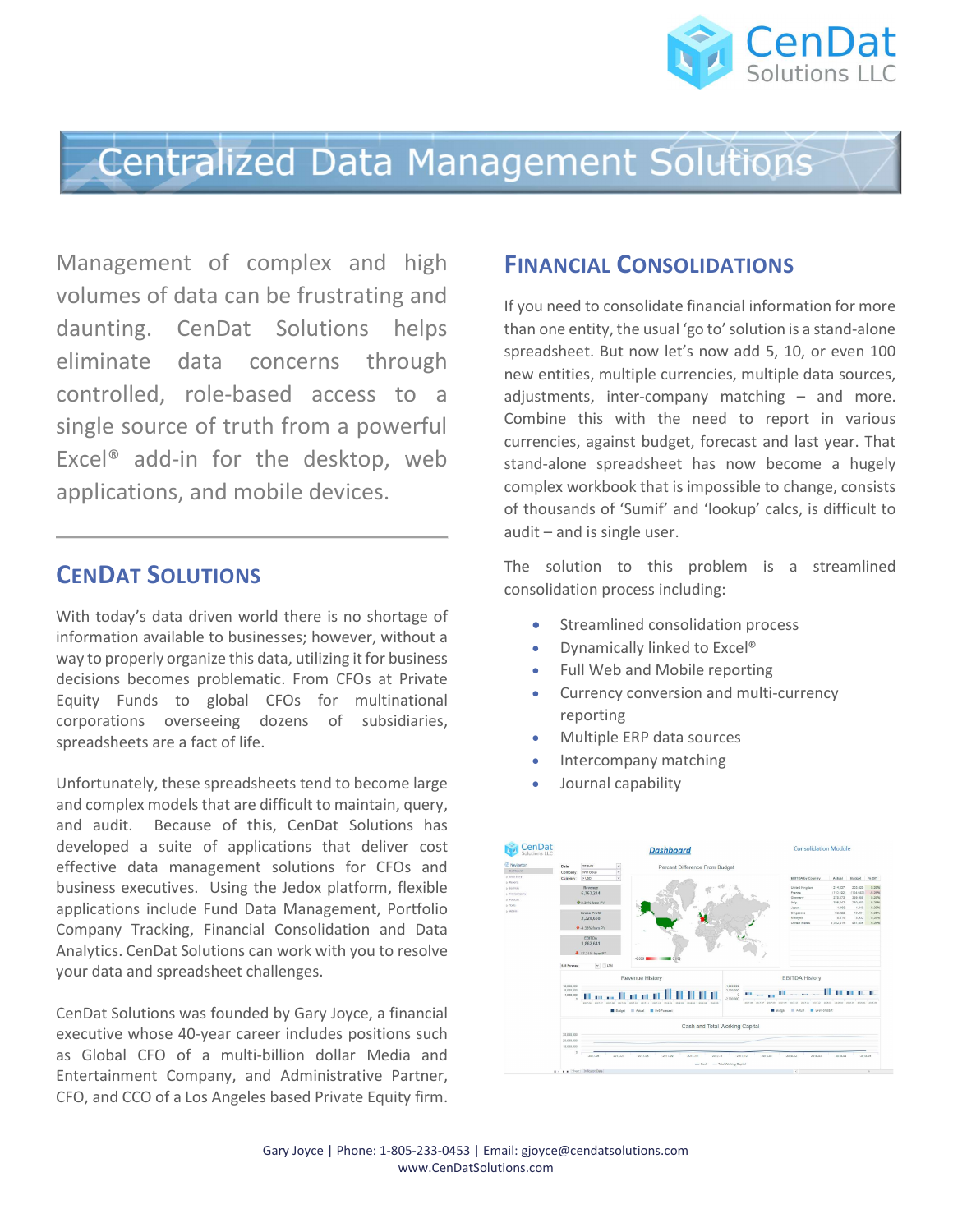# Centralized Data Management Solutions

Management of complex and high volumes of data can be frustrating and daunting. CenDat Solutions helps eliminate data concerns through controlled, role-based access to a single source of truth from a powerful Excel® add-in for the desktop, web applications, and mobile devices.

## CenDat Solutions

With today's data driven world there is no shortage of information available to businesses; however, without a way to properly organize this data, utilizing it for business decisions becomes problematic. From CFOs at Private Equity Funds to global CFOs for multinational corporations overseeing dozens of subsidiaries, spreadsheets are a fact of life.

Unfortunately, these spreadsheets tend to become large and complex models that are difficult to maintain, query, and audit. Because of this, CenDat Solutions has developed a suite of applications that deliver cost effective data management solutions for CFOs and business executives. Using the Jedox platform, flexible applications include Fund Data Management, Portfolio Company Tracking, Financial Consolidation and Data Analytics. CenDat Solutions can work with you to resolve your data and spreadsheet challenges.

CenDat Solutions was founded by Gary Joyce, a financial executive whose 40-year career includes positions such as Global CFO of a multi-billion dollar Media and Entertainment Company, and Administrative Partner, CFO, and CCO of a Los Angeles based Private Equity firm.

## Financial Consolidations

If you need to consolidate financial information for more than one entity, the usual 'go to' solution is a stand-alone spreadsheet. But now let's now add 5, 10, or even 100 new entities, multiple currencies, multiple data sources, adjustments, inter-company matching – and more. Combine this with the need to report in various currencies, against budget, forecast and last year. That stand-alone spreadsheet has now become a hugely complex workbook that is impossible to change, consists of thousands of 'Sumif' and 'lookup' calcs, is difficult to audit – and is single user.

The solution to this problem is a streamlined consolidation process including:

- Streamlined consolidation process
- Dynamically linked to Excel®
- Full Web and Mobile reporting
- Currency conversion and multi-currency reporting
- Multiple ERP data sources
- Intercompany matching
- Journal capability

Gary Joyce | Phone: 1-805-233-0453 | Email: gjoyce@cendatsolutions.com
www.CenDatSolutions.com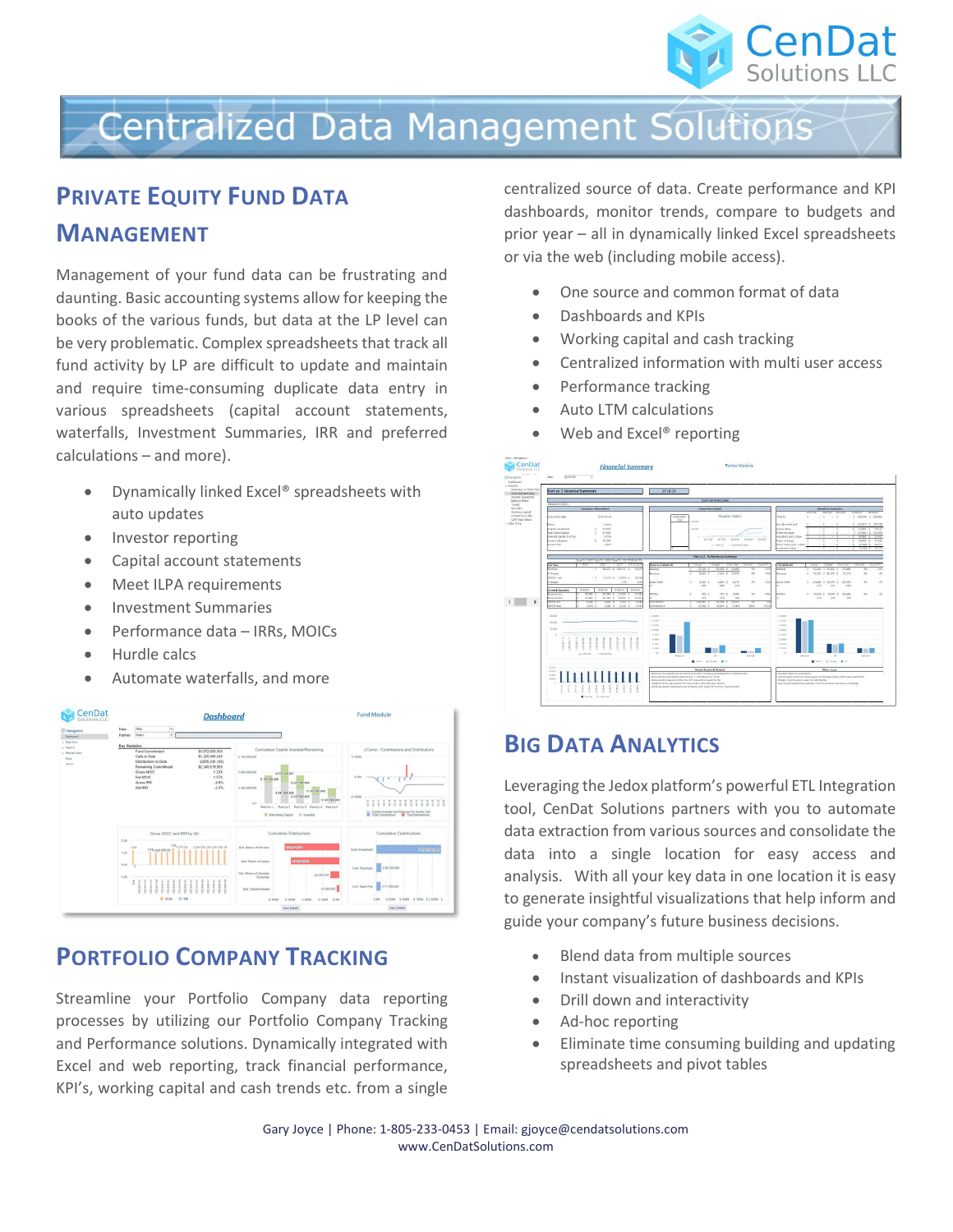# Centralized Data Management Solutions

## Private Equity Fund Data Management

Management of your fund data can be frustrating and daunting. Basic accounting systems allow for keeping the books of the various funds, but data at the LP level can be very problematic. Complex spreadsheets that track all fund activity by LP are difficult to update and maintain and require time-consuming duplicate data entry in various spreadsheets (capital account statements, waterfalls, Investment Summaries, IRR and preferred calculations – and more).

- Dynamically linked Excel® spreadsheets with auto updates
- Investor reporting
- Capital account statements
- Meet ILPA requirements
- Investment Summaries
- Performance data – IRRs, MOICs
- Hurdle calcs
- Automate waterfalls, and more

## Portfolio Company Tracking

Streamline your Portfolio Company data reporting processes by utilizing our Portfolio Company Tracking and Performance solutions. Dynamically integrated with Excel and web reporting, track financial performance, KPI's, working capital and cash trends etc. from a single centralized source of data. Create performance and KPI dashboards, monitor trends, compare to budgets and prior year – all in dynamically linked Excel spreadsheets or via the web (including mobile access).

- One source and common format of data
- Dashboards and KPIs
- Working capital and cash tracking
- Centralized information with multi user access
- Performance tracking
- Auto LTM calculations
- Web and Excel® reporting

## Big Data Analytics

Leveraging the Jedox platform's powerful ETL Integration tool, CenDat Solutions partners with you to automate data extraction from various sources and consolidate the data into a single location for easy access and analysis. With all your key data in one location it is easy to generate insightful visualizations that help inform and guide your company's future business decisions.

- Blend data from multiple sources
- Instant visualization of dashboards and KPIs
- Drill down and interactivity
- Ad-hoc reporting
- Eliminate time consuming building and updating spreadsheets and pivot tables

Gary Joyce | Phone: 1-805-233-0453 | Email: gjoyce@cendatsolutions.com
www.CenDatSolutions.com